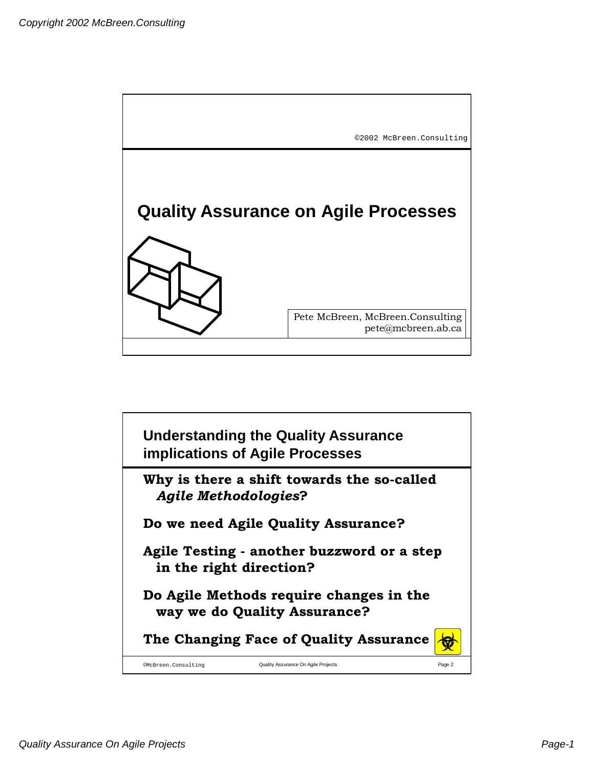©2002 McBreen.Consulting

# Quality Assurance on Agile Processes

Pete McBreen, McBreen.Consulting
pete@mcbreen.ab.ca

## Understanding the Quality Assurance implications of Agile Processes

**Why is there a shift towards the so-called *Agile Methodologies*?**

**Do we need Agile Quality Assurance?**

**Agile Testing - another buzzword or a step in the right direction?**

**Do Agile Methods require changes in the way we do Quality Assurance?**

**The Changing Face of Quality Assurance**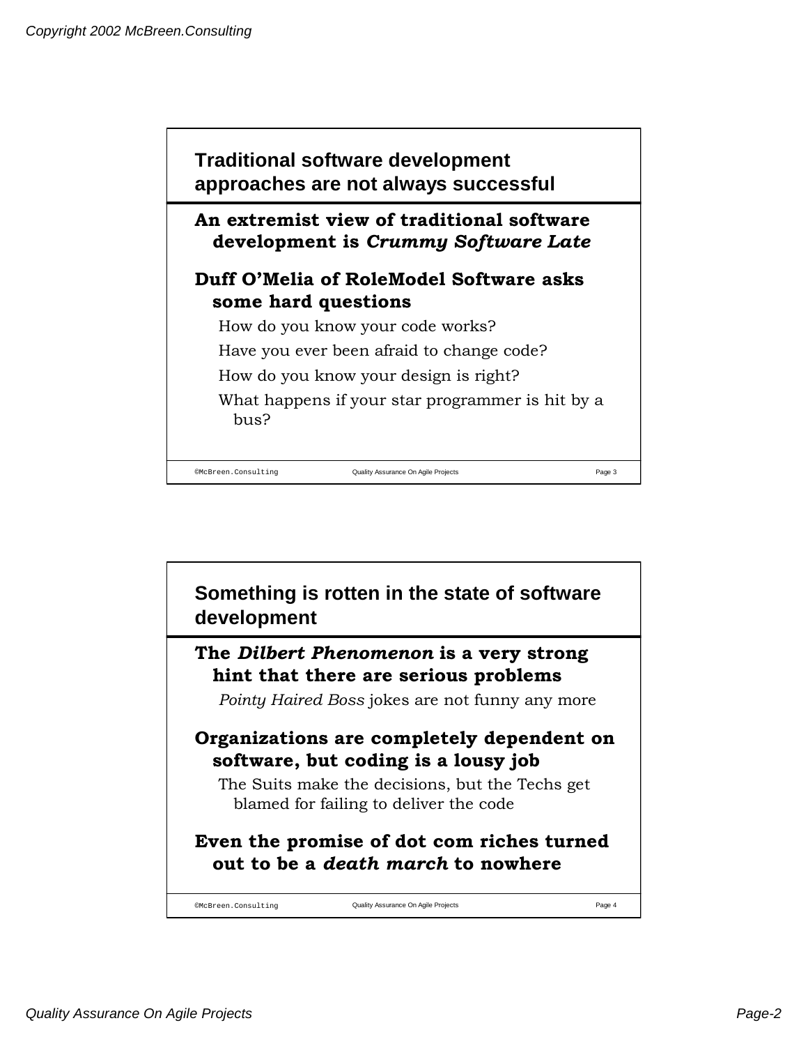## Traditional software development approaches are not always successful

**An extremist view of traditional software development is *Crummy Software Late***

**Duff O'Melia of RoleModel Software asks some hard questions**

- How do you know your code works?
- Have you ever been afraid to change code?
- How do you know your design is right?
- What happens if your star programmer is hit by a bus?

## Something is rotten in the state of software development

**The *Dilbert Phenomenon* is a very strong hint that there are serious problems**

- *Pointy Haired Boss* jokes are not funny any more

**Organizations are completely dependent on software, but coding is a lousy job**

- The Suits make the decisions, but the Techs get blamed for failing to deliver the code

**Even the promise of dot com riches turned out to be a *death march* to nowhere**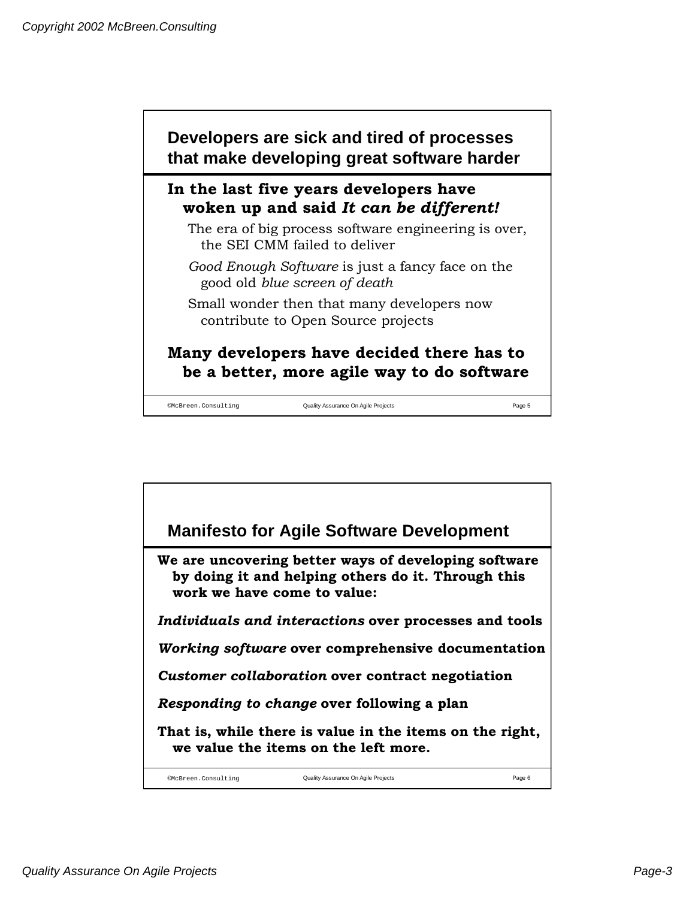## Developers are sick and tired of processes that make developing great software harder

**In the last five years developers have woken up and said *It can be different!***

- The era of big process software engineering is over, the SEI CMM failed to deliver
- *Good Enough Software* is just a fancy face on the good old *blue screen of death*
- Small wonder then that many developers now contribute to Open Source projects

**Many developers have decided there has to be a better, more agile way to do software**

## Manifesto for Agile Software Development

**We are uncovering better ways of developing software by doing it and helping others do it. Through this work we have come to value:**

***Individuals and interactions* over processes and tools**

***Working software* over comprehensive documentation**

***Customer collaboration* over contract negotiation**

***Responding to change* over following a plan**

**That is, while there is value in the items on the right, we value the items on the left more.**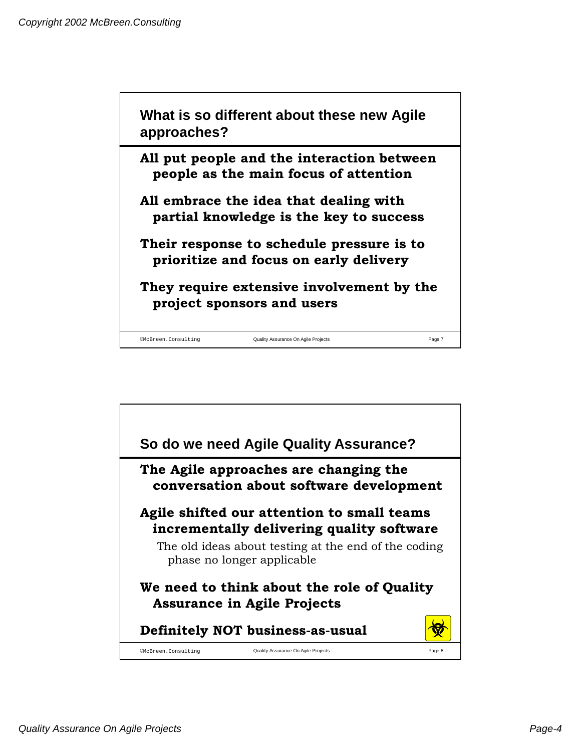## What is so different about these new Agile approaches?

**All put people and the interaction between people as the main focus of attention**

**All embrace the idea that dealing with partial knowledge is the key to success**

**Their response to schedule pressure is to prioritize and focus on early delivery**

**They require extensive involvement by the project sponsors and users**

## So do we need Agile Quality Assurance?

**The Agile approaches are changing the conversation about software development**

**Agile shifted our attention to small teams incrementally delivering quality software**

The old ideas about testing at the end of the coding phase no longer applicable

**We need to think about the role of Quality Assurance in Agile Projects**

**Definitely NOT business-as-usual**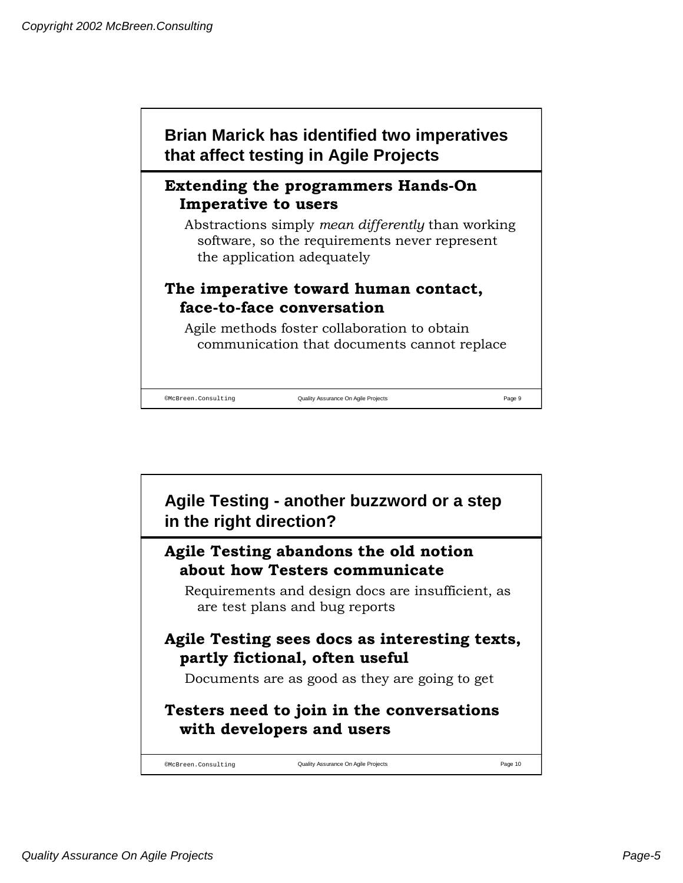## Brian Marick has identified two imperatives that affect testing in Agile Projects

**Extending the programmers Hands-On Imperative to users**

Abstractions simply *mean differently* than working software, so the requirements never represent the application adequately

**The imperative toward human contact, face-to-face conversation**

Agile methods foster collaboration to obtain communication that documents cannot replace

©McBreen.Consulting Quality Assurance On Agile Projects Page 9

## Agile Testing - another buzzword or a step in the right direction?

**Agile Testing abandons the old notion about how Testers communicate**

Requirements and design docs are insufficient, as are test plans and bug reports

**Agile Testing sees docs as interesting texts, partly fictional, often useful**

Documents are as good as they are going to get

**Testers need to join in the conversations with developers and users**

©McBreen.Consulting Quality Assurance On Agile Projects Page 10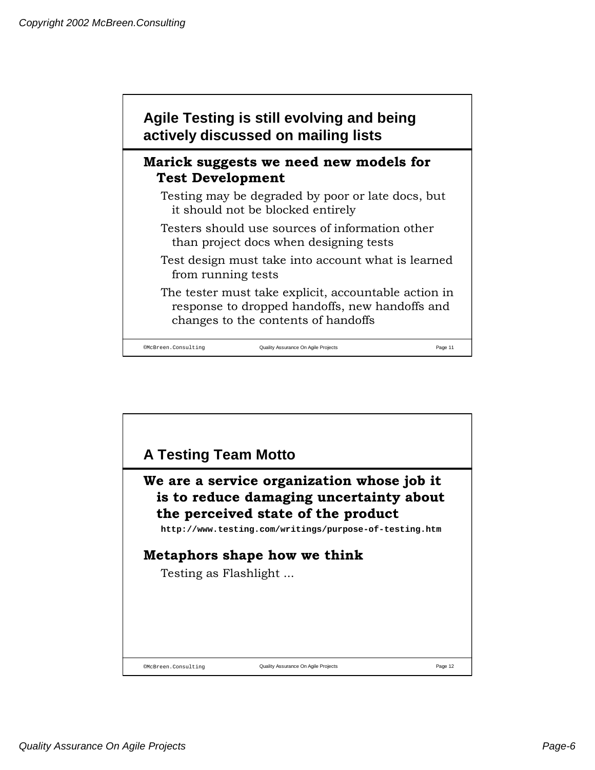## Agile Testing is still evolving and being actively discussed on mailing lists

**Marick suggests we need new models for Test Development**

- Testing may be degraded by poor or late docs, but it should not be blocked entirely
- Testers should use sources of information other than project docs when designing tests
- Test design must take into account what is learned from running tests
- The tester must take explicit, accountable action in response to dropped handoffs, new handoffs and changes to the contents of handoffs

## A Testing Team Motto

**We are a service organization whose job it is to reduce damaging uncertainty about the perceived state of the product**

`http://www.testing.com/writings/purpose-of-testing.htm`

**Metaphors shape how we think**

- Testing as Flashlight ...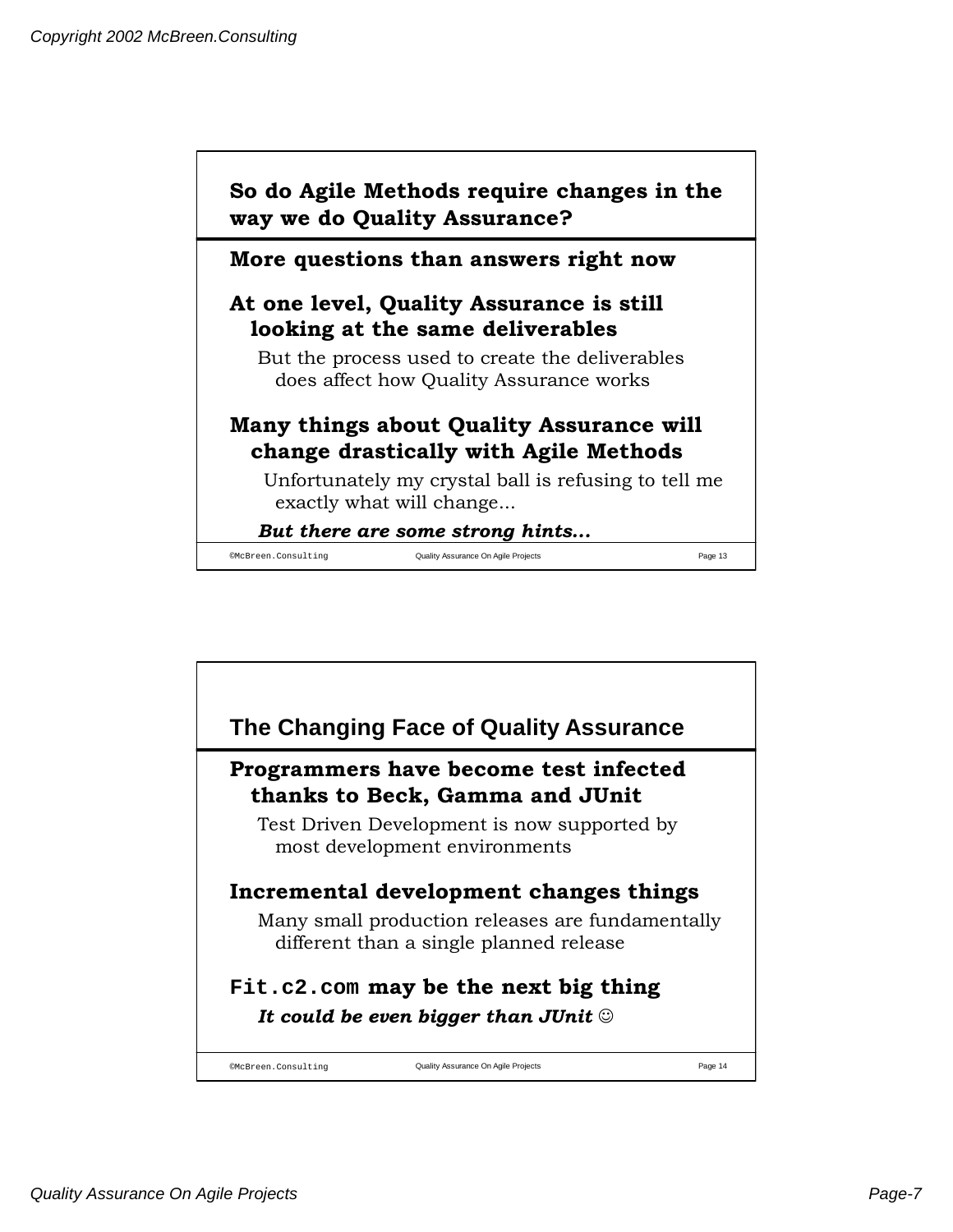## So do Agile Methods require changes in the way we do Quality Assurance?

**More questions than answers right now**

**At one level, Quality Assurance is still looking at the same deliverables**

But the process used to create the deliverables does affect how Quality Assurance works

**Many things about Quality Assurance will change drastically with Agile Methods**

Unfortunately my crystal ball is refusing to tell me exactly what will change...

***But there are some strong hints...***

## The Changing Face of Quality Assurance

**Programmers have become test infected thanks to Beck, Gamma and JUnit**

Test Driven Development is now supported by most development environments

**Incremental development changes things**

Many small production releases are fundamentally different than a single planned release

**`Fit.c2.com` may be the next big thing**

***It could be even bigger than JUnit*** ☺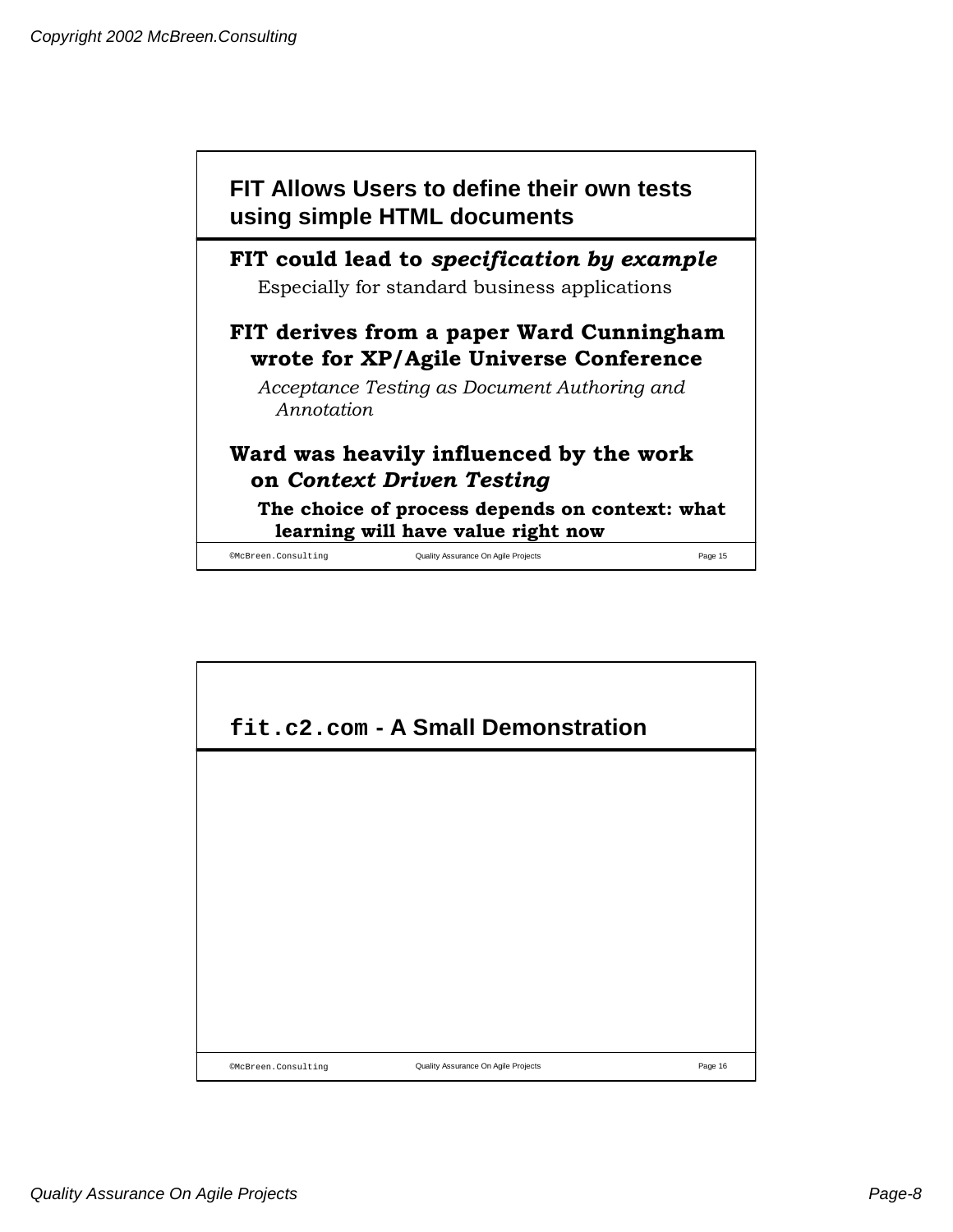## FIT Allows Users to define their own tests using simple HTML documents

**FIT could lead to *specification by example***

Especially for standard business applications

**FIT derives from a paper Ward Cunningham wrote for XP/Agile Universe Conference**

*Acceptance Testing as Document Authoring and Annotation*

**Ward was heavily influenced by the work on *Context Driven Testing***

**The choice of process depends on context: what learning will have value right now**

## `fit.c2.com` - A Small Demonstration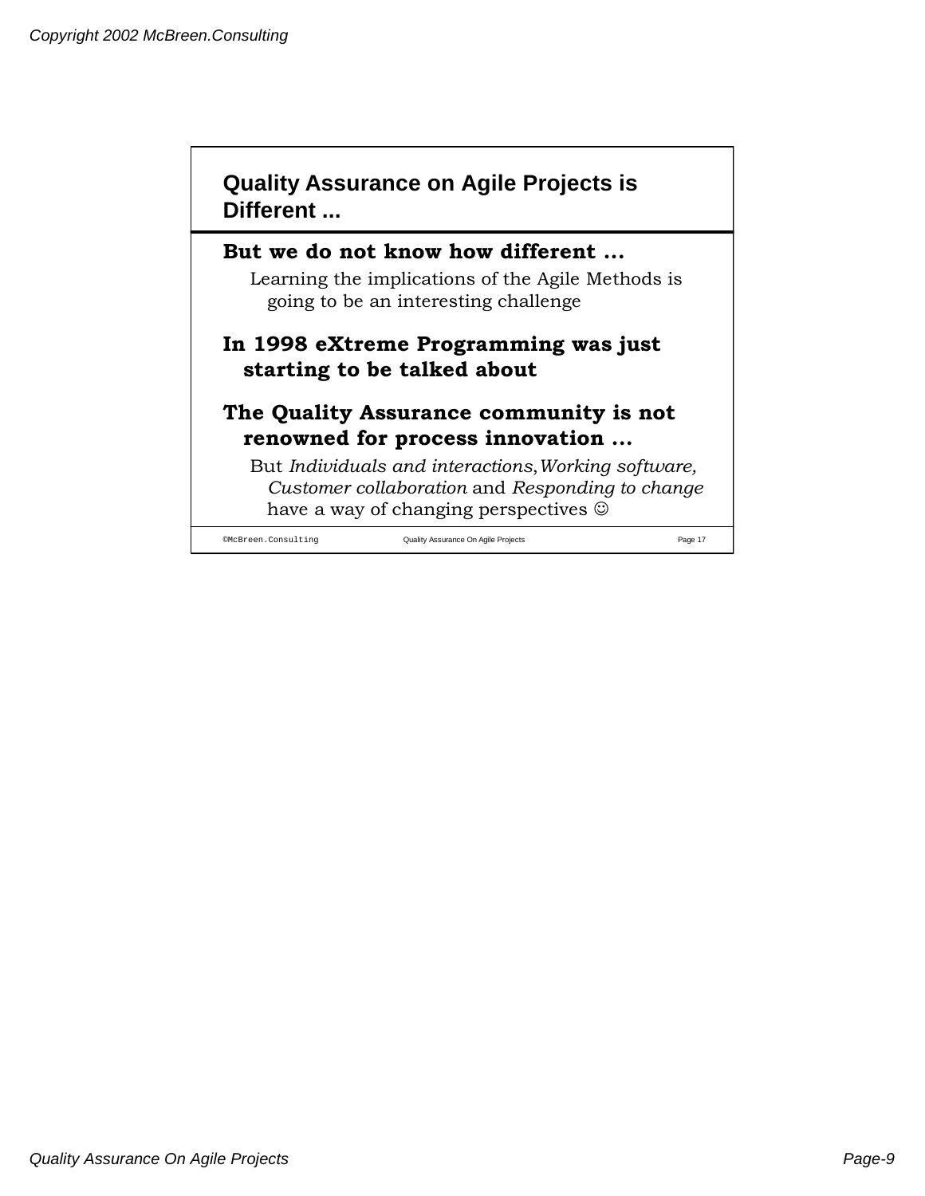## Quality Assurance on Agile Projects is Different ...

**But we do not know how different ...**

Learning the implications of the Agile Methods is going to be an interesting challenge

**In 1998 eXtreme Programming was just starting to be talked about**

**The Quality Assurance community is not renowned for process innovation ...**

But *Individuals and interactions*, *Working software*, *Customer collaboration* and *Responding to change* have a way of changing perspectives ☺